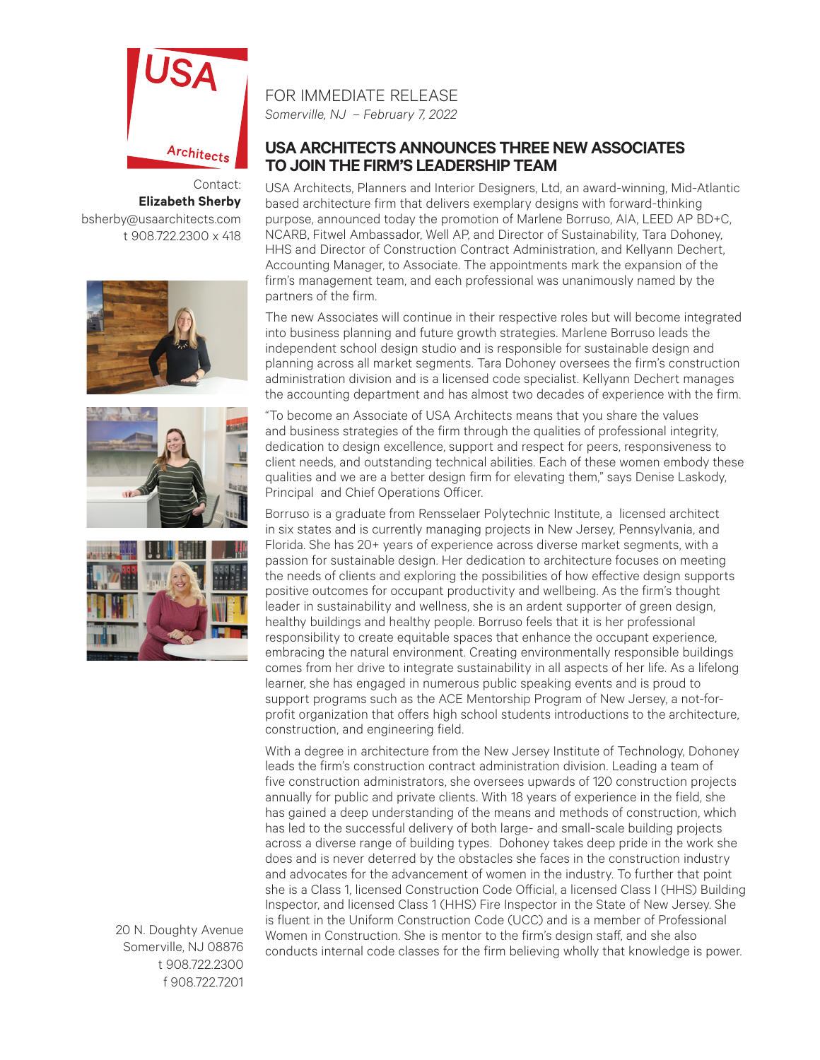Contact:
**Elizabeth Sherby**
bsherby@usaarchitects.com
t 908.722.2300 x 418

FOR IMMEDIATE RELEASE
*Somerville, NJ – February 7, 2022*

## USA ARCHITECTS ANNOUNCES THREE NEW ASSOCIATES TO JOIN THE FIRM'S LEADERSHIP TEAM

USA Architects, Planners and Interior Designers, Ltd, an award-winning, Mid-Atlantic based architecture firm that delivers exemplary designs with forward-thinking purpose, announced today the promotion of Marlene Borruso, AIA, LEED AP BD+C, NCARB, Fitwel Ambassador, Well AP, and Director of Sustainability, Tara Dohoney, HHS and Director of Construction Contract Administration, and Kellyann Dechert, Accounting Manager, to Associate. The appointments mark the expansion of the firm's management team, and each professional was unanimously named by the partners of the firm.

The new Associates will continue in their respective roles but will become integrated into business planning and future growth strategies. Marlene Borruso leads the independent school design studio and is responsible for sustainable design and planning across all market segments. Tara Dohoney oversees the firm's construction administration division and is a licensed code specialist. Kellyann Dechert manages the accounting department and has almost two decades of experience with the firm.

"To become an Associate of USA Architects means that you share the values and business strategies of the firm through the qualities of professional integrity, dedication to design excellence, support and respect for peers, responsiveness to client needs, and outstanding technical abilities. Each of these women embody these qualities and we are a better design firm for elevating them," says Denise Laskody, Principal and Chief Operations Officer.

Borruso is a graduate from Rensselaer Polytechnic Institute, a licensed architect in six states and is currently managing projects in New Jersey, Pennsylvania, and Florida. She has 20+ years of experience across diverse market segments, with a passion for sustainable design. Her dedication to architecture focuses on meeting the needs of clients and exploring the possibilities of how effective design supports positive outcomes for occupant productivity and wellbeing. As the firm's thought leader in sustainability and wellness, she is an ardent supporter of green design, healthy buildings and healthy people. Borruso feels that it is her professional responsibility to create equitable spaces that enhance the occupant experience, embracing the natural environment. Creating environmentally responsible buildings comes from her drive to integrate sustainability in all aspects of her life. As a lifelong learner, she has engaged in numerous public speaking events and is proud to support programs such as the ACE Mentorship Program of New Jersey, a not-for-profit organization that offers high school students introductions to the architecture, construction, and engineering field.

With a degree in architecture from the New Jersey Institute of Technology, Dohoney leads the firm's construction contract administration division. Leading a team of five construction administrators, she oversees upwards of 120 construction projects annually for public and private clients. With 18 years of experience in the field, she has gained a deep understanding of the means and methods of construction, which has led to the successful delivery of both large- and small-scale building projects across a diverse range of building types. Dohoney takes deep pride in the work she does and is never deterred by the obstacles she faces in the construction industry and advocates for the advancement of women in the industry. To further that point she is a Class 1, licensed Construction Code Official, a licensed Class I (HHS) Building Inspector, and licensed Class 1 (HHS) Fire Inspector in the State of New Jersey. She is fluent in the Uniform Construction Code (UCC) and is a member of Professional Women in Construction. She is mentor to the firm's design staff, and she also conducts internal code classes for the firm believing wholly that knowledge is power.

20 N. Doughty Avenue
Somerville, NJ 08876
t 908.722.2300
f 908.722.7201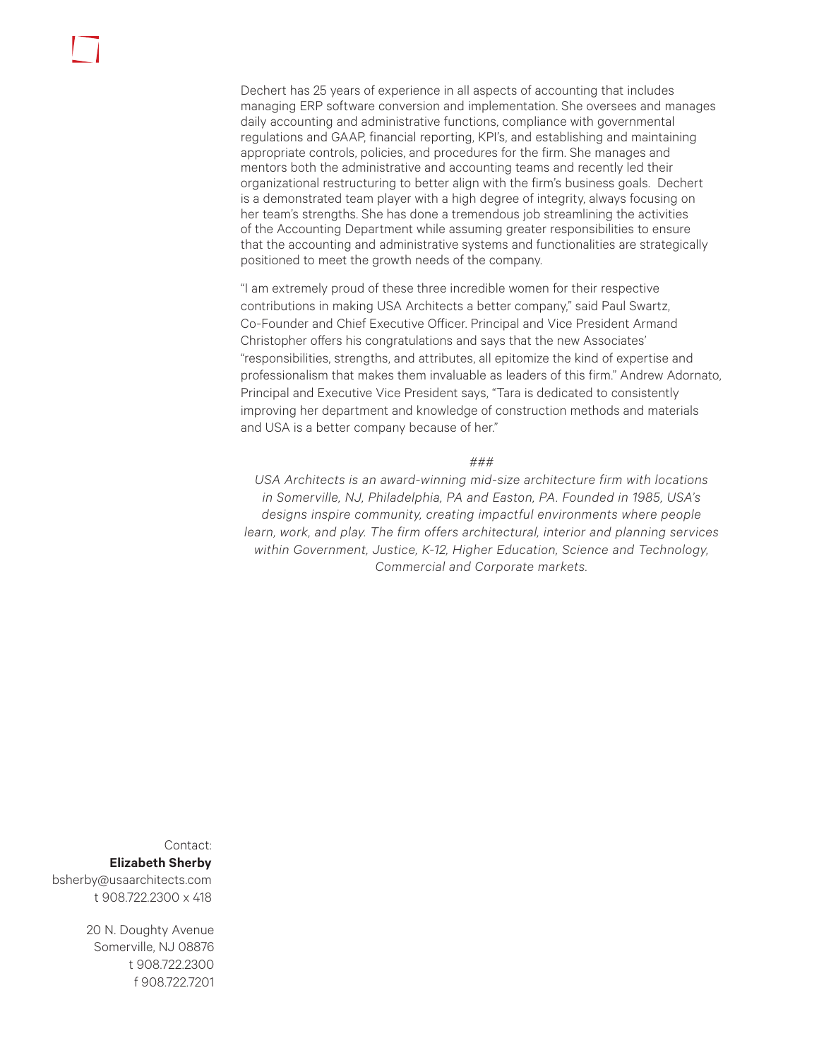Dechert has 25 years of experience in all aspects of accounting that includes managing ERP software conversion and implementation. She oversees and manages daily accounting and administrative functions, compliance with governmental regulations and GAAP, financial reporting, KPI's, and establishing and maintaining appropriate controls, policies, and procedures for the firm. She manages and mentors both the administrative and accounting teams and recently led their organizational restructuring to better align with the firm's business goals. Dechert is a demonstrated team player with a high degree of integrity, always focusing on her team's strengths. She has done a tremendous job streamlining the activities of the Accounting Department while assuming greater responsibilities to ensure that the accounting and administrative systems and functionalities are strategically positioned to meet the growth needs of the company.

"I am extremely proud of these three incredible women for their respective contributions in making USA Architects a better company," said Paul Swartz, Co-Founder and Chief Executive Officer. Principal and Vice President Armand Christopher offers his congratulations and says that the new Associates' "responsibilities, strengths, and attributes, all epitomize the kind of expertise and professionalism that makes them invaluable as leaders of this firm." Andrew Adornato, Principal and Executive Vice President says, "Tara is dedicated to consistently improving her department and knowledge of construction methods and materials and USA is a better company because of her."

###

*USA Architects is an award-winning mid-size architecture firm with locations in Somerville, NJ, Philadelphia, PA and Easton, PA. Founded in 1985, USA's designs inspire community, creating impactful environments where people learn, work, and play. The firm offers architectural, interior and planning services within Government, Justice, K-12, Higher Education, Science and Technology, Commercial and Corporate markets.*

Contact:
**Elizabeth Sherby**
bsherby@usaarchitects.com
t 908.722.2300 x 418

20 N. Doughty Avenue
Somerville, NJ 08876
t 908.722.2300
f 908.722.7201